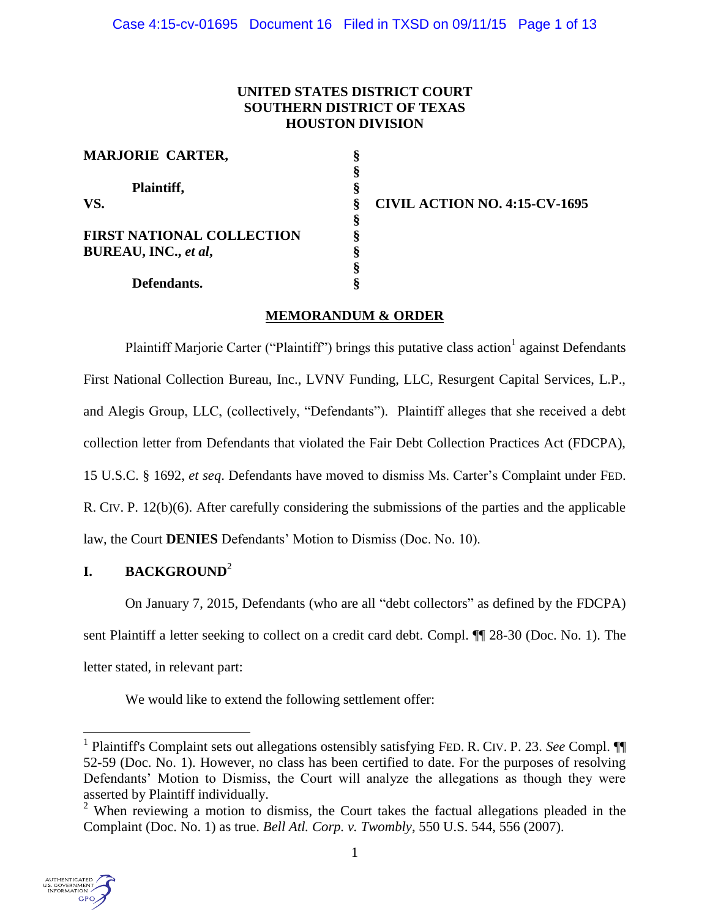**UNITED STATES DISTRICT COURT**
**SOUTHERN DISTRICT OF TEXAS**
**HOUSTON DIVISION**

| | | |
|---|---|---|
| **MARJORIE CARTER,** | § | |
| | § | |
| **Plaintiff,** | § | |
| **VS.** | § | **CIVIL ACTION NO. 4:15-CV-1695** |
| | § | |
| **FIRST NATIONAL COLLECTION BUREAU, INC., *et al*,** | § | |
| | § | |
| **Defendants.** | § | |

**MEMORANDUM & ORDER**

Plaintiff Marjorie Carter ("Plaintiff") brings this putative class action[1] against Defendants First National Collection Bureau, Inc., LVNV Funding, LLC, Resurgent Capital Services, L.P., and Alegis Group, LLC, (collectively, "Defendants"). Plaintiff alleges that she received a debt collection letter from Defendants that violated the Fair Debt Collection Practices Act (FDCPA), 15 U.S.C. § 1692, *et seq*. Defendants have moved to dismiss Ms. Carter's Complaint under FED. R. CIV. P. 12(b)(6). After carefully considering the submissions of the parties and the applicable law, the Court **DENIES** Defendants' Motion to Dismiss (Doc. No. 10).

## I. BACKGROUND[2]

On January 7, 2015, Defendants (who are all "debt collectors" as defined by the FDCPA) sent Plaintiff a letter seeking to collect on a credit card debt. Compl. ¶¶ 28-30 (Doc. No. 1). The letter stated, in relevant part:

We would like to extend the following settlement offer:

---

[1] Plaintiff's Complaint sets out allegations ostensibly satisfying FED. R. CIV. P. 23. *See* Compl. ¶¶ 52-59 (Doc. No. 1). However, no class has been certified to date. For the purposes of resolving Defendants' Motion to Dismiss, the Court will analyze the allegations as though they were asserted by Plaintiff individually.

[2] When reviewing a motion to dismiss, the Court takes the factual allegations pleaded in the Complaint (Doc. No. 1) as true. *Bell Atl. Corp. v. Twombly*, 550 U.S. 544, 556 (2007).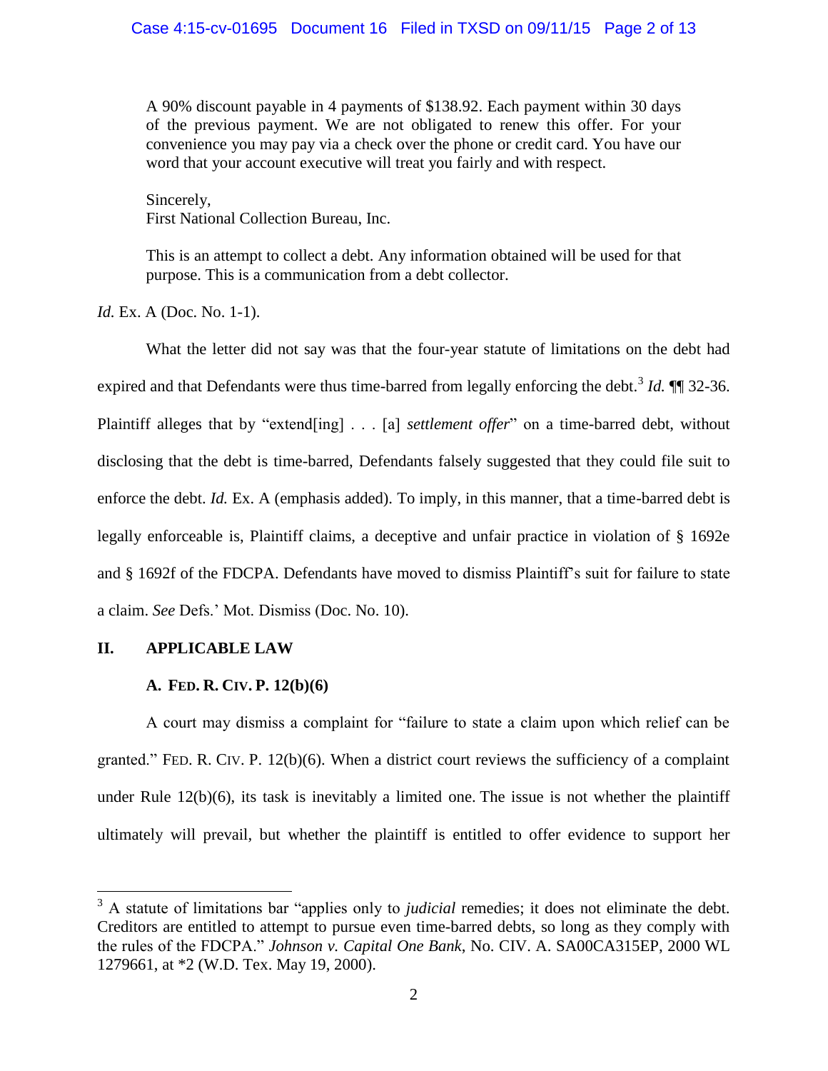> A 90% discount payable in 4 payments of $138.92. Each payment within 30 days of the previous payment. We are not obligated to renew this offer. For your convenience you may pay via a check over the phone or credit card. You have our word that your account executive will treat you fairly and with respect.
>
> Sincerely,
> First National Collection Bureau, Inc.
>
> This is an attempt to collect a debt. Any information obtained will be used for that purpose. This is a communication from a debt collector.

*Id.* Ex. A (Doc. No. 1-1).

What the letter did not say was that the four-year statute of limitations on the debt had expired and that Defendants were thus time-barred from legally enforcing the debt.[3] *Id.* ¶¶ 32-36. Plaintiff alleges that by "extend[ing] . . . [a] *settlement offer*" on a time-barred debt, without disclosing that the debt is time-barred, Defendants falsely suggested that they could file suit to enforce the debt. *Id.* Ex. A (emphasis added). To imply, in this manner, that a time-barred debt is legally enforceable is, Plaintiff claims, a deceptive and unfair practice in violation of § 1692e and § 1692f of the FDCPA. Defendants have moved to dismiss Plaintiff's suit for failure to state a claim. *See* Defs.' Mot. Dismiss (Doc. No. 10).

## II. APPLICABLE LAW

### A. FED. R. CIV. P. 12(b)(6)

A court may dismiss a complaint for "failure to state a claim upon which relief can be granted." FED. R. CIV. P. 12(b)(6). When a district court reviews the sufficiency of a complaint under Rule 12(b)(6), its task is inevitably a limited one. The issue is not whether the plaintiff ultimately will prevail, but whether the plaintiff is entitled to offer evidence to support her

---

[3] A statute of limitations bar "applies only to *judicial* remedies; it does not eliminate the debt. Creditors are entitled to attempt to pursue even time-barred debts, so long as they comply with the rules of the FDCPA." *Johnson v. Capital One Bank*, No. CIV. A. SA00CA315EP, 2000 WL 1279661, at *2 (W.D. Tex. May 19, 2000).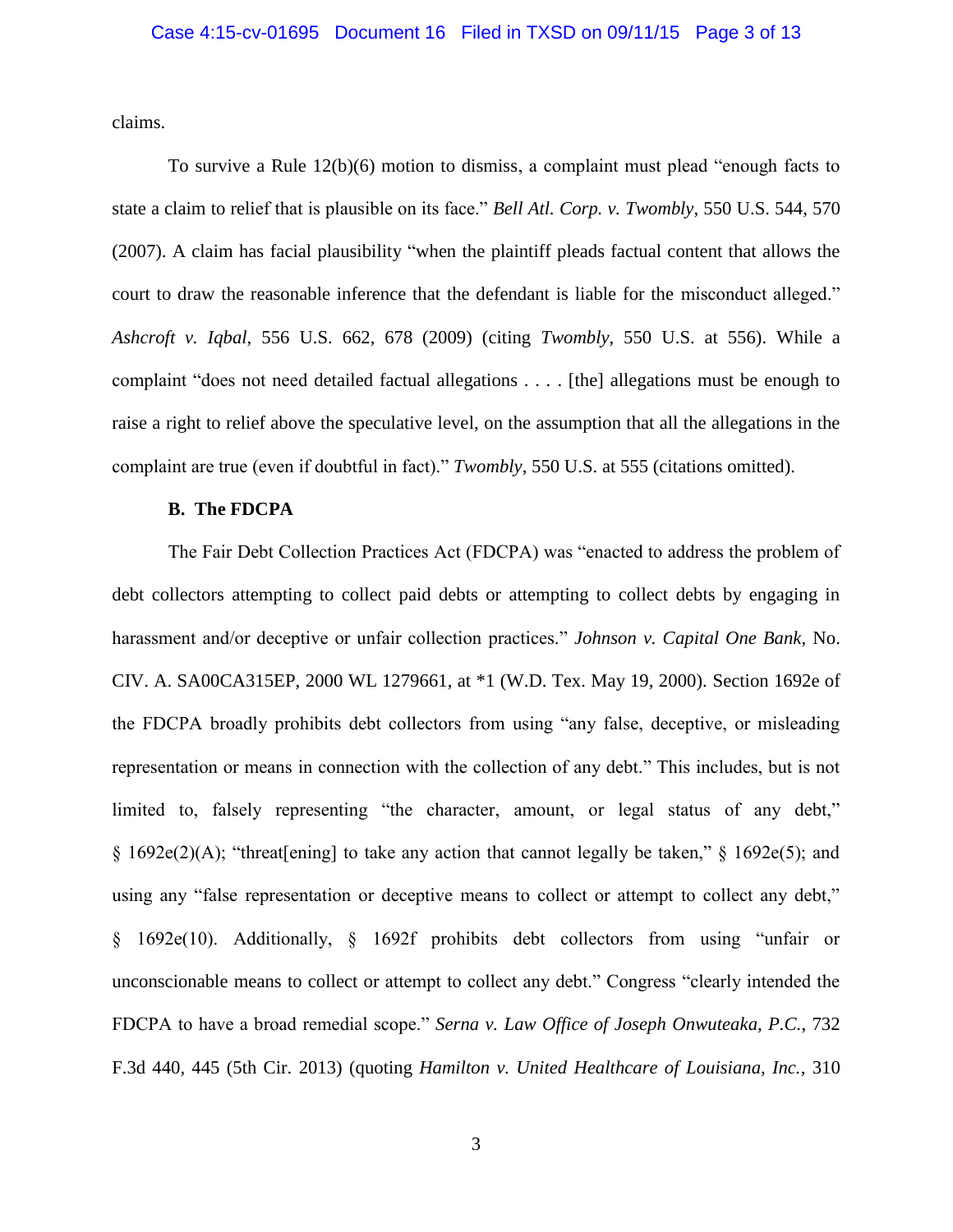claims.

To survive a Rule 12(b)(6) motion to dismiss, a complaint must plead "enough facts to state a claim to relief that is plausible on its face." *Bell Atl. Corp. v. Twombly*, 550 U.S. 544, 570 (2007). A claim has facial plausibility "when the plaintiff pleads factual content that allows the court to draw the reasonable inference that the defendant is liable for the misconduct alleged." *Ashcroft v. Iqbal*, 556 U.S. 662, 678 (2009) (citing *Twombly*, 550 U.S. at 556). While a complaint "does not need detailed factual allegations . . . . [the] allegations must be enough to raise a right to relief above the speculative level, on the assumption that all the allegations in the complaint are true (even if doubtful in fact)." *Twombly*, 550 U.S. at 555 (citations omitted).

**B. The FDCPA**

The Fair Debt Collection Practices Act (FDCPA) was "enacted to address the problem of debt collectors attempting to collect paid debts or attempting to collect debts by engaging in harassment and/or deceptive or unfair collection practices." *Johnson v. Capital One Bank*, No. CIV. A. SA00CA315EP, 2000 WL 1279661, at *1 (W.D. Tex. May 19, 2000). Section 1692e of the FDCPA broadly prohibits debt collectors from using "any false, deceptive, or misleading representation or means in connection with the collection of any debt." This includes, but is not limited to, falsely representing "the character, amount, or legal status of any debt," § 1692e(2)(A); "threat[ening] to take any action that cannot legally be taken," § 1692e(5); and using any "false representation or deceptive means to collect or attempt to collect any debt," § 1692e(10). Additionally, § 1692f prohibits debt collectors from using "unfair or unconscionable means to collect or attempt to collect any debt." Congress "clearly intended the FDCPA to have a broad remedial scope." *Serna v. Law Office of Joseph Onwuteaka, P.C.*, 732 F.3d 440, 445 (5th Cir. 2013) (quoting *Hamilton v. United Healthcare of Louisiana, Inc.*, 310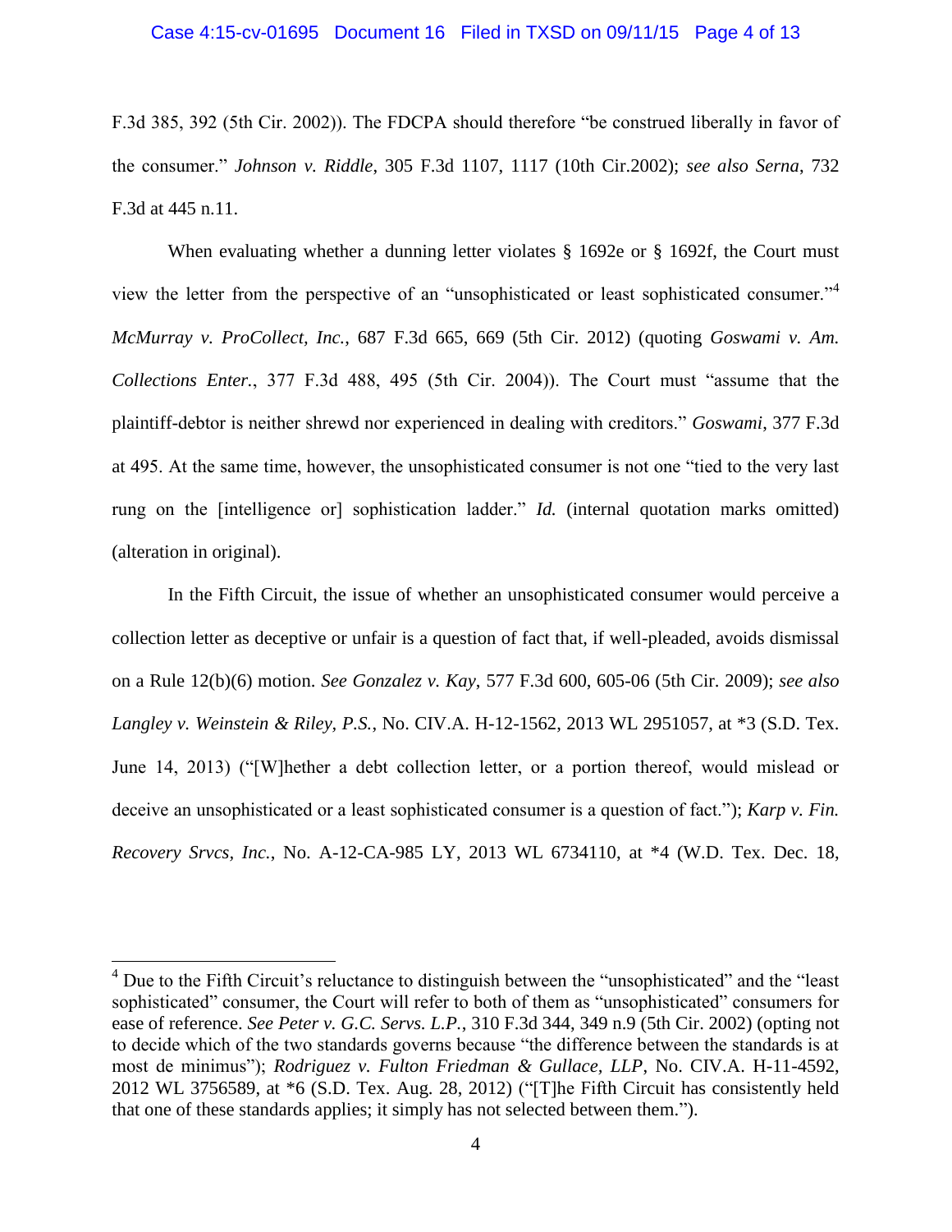F.3d 385, 392 (5th Cir. 2002)). The FDCPA should therefore "be construed liberally in favor of the consumer." *Johnson v. Riddle*, 305 F.3d 1107, 1117 (10th Cir.2002); *see also Serna*, 732 F.3d at 445 n.11.

When evaluating whether a dunning letter violates § 1692e or § 1692f, the Court must view the letter from the perspective of an "unsophisticated or least sophisticated consumer."[4] *McMurray v. ProCollect, Inc.*, 687 F.3d 665, 669 (5th Cir. 2012) (quoting *Goswami v. Am. Collections Enter.*, 377 F.3d 488, 495 (5th Cir. 2004)). The Court must "assume that the plaintiff-debtor is neither shrewd nor experienced in dealing with creditors." *Goswami*, 377 F.3d at 495. At the same time, however, the unsophisticated consumer is not one "tied to the very last rung on the [intelligence or] sophistication ladder." *Id.* (internal quotation marks omitted) (alteration in original).

In the Fifth Circuit, the issue of whether an unsophisticated consumer would perceive a collection letter as deceptive or unfair is a question of fact that, if well-pleaded, avoids dismissal on a Rule 12(b)(6) motion. *See Gonzalez v. Kay*, 577 F.3d 600, 605-06 (5th Cir. 2009); *see also Langley v. Weinstein & Riley, P.S.*, No. CIV.A. H-12-1562, 2013 WL 2951057, at *3 (S.D. Tex. June 14, 2013) ("[W]hether a debt collection letter, or a portion thereof, would mislead or deceive an unsophisticated or a least sophisticated consumer is a question of fact."); *Karp v. Fin. Recovery Srvcs, Inc.*, No. A-12-CA-985 LY, 2013 WL 6734110, at *4 (W.D. Tex. Dec. 18,

---

[4] Due to the Fifth Circuit's reluctance to distinguish between the "unsophisticated" and the "least sophisticated" consumer, the Court will refer to both of them as "unsophisticated" consumers for ease of reference. *See Peter v. G.C. Servs. L.P.*, 310 F.3d 344, 349 n.9 (5th Cir. 2002) (opting not to decide which of the two standards governs because "the difference between the standards is at most de minimus"); *Rodriguez v. Fulton Friedman & Gullace, LLP*, No. CIV.A. H-11-4592, 2012 WL 3756589, at *6 (S.D. Tex. Aug. 28, 2012) ("[T]he Fifth Circuit has consistently held that one of these standards applies; it simply has not selected between them.").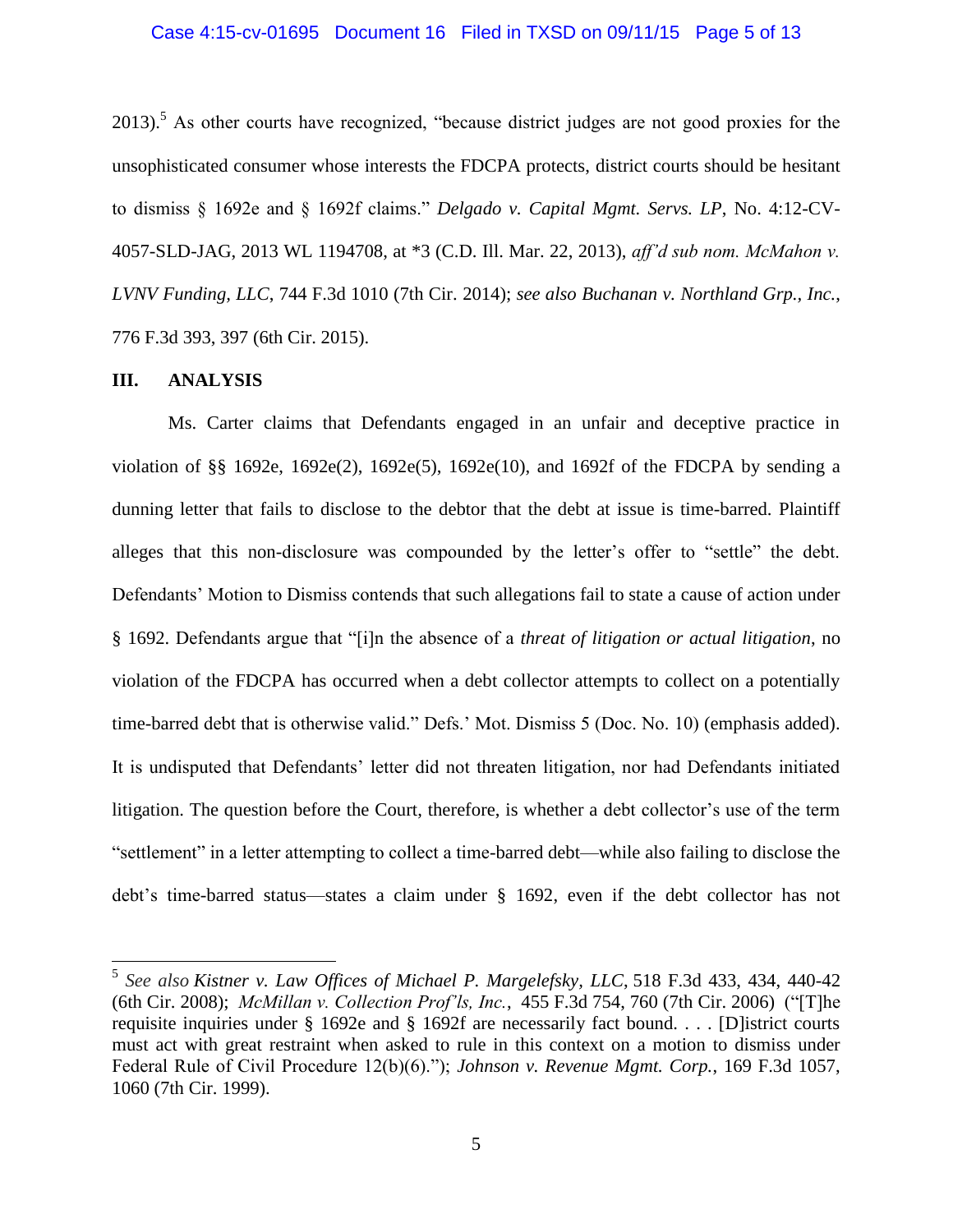2013).[5] As other courts have recognized, "because district judges are not good proxies for the unsophisticated consumer whose interests the FDCPA protects, district courts should be hesitant to dismiss § 1692e and § 1692f claims." *Delgado v. Capital Mgmt. Servs. LP*, No. 4:12-CV-4057-SLD-JAG, 2013 WL 1194708, at *3 (C.D. Ill. Mar. 22, 2013), *aff'd sub nom. McMahon v. LVNV Funding, LLC*, 744 F.3d 1010 (7th Cir. 2014); *see also Buchanan v. Northland Grp., Inc.*, 776 F.3d 393, 397 (6th Cir. 2015).

## III. ANALYSIS

Ms. Carter claims that Defendants engaged in an unfair and deceptive practice in violation of §§ 1692e, 1692e(2), 1692e(5), 1692e(10), and 1692f of the FDCPA by sending a dunning letter that fails to disclose to the debtor that the debt at issue is time-barred. Plaintiff alleges that this non-disclosure was compounded by the letter's offer to "settle" the debt. Defendants' Motion to Dismiss contends that such allegations fail to state a cause of action under § 1692. Defendants argue that "[i]n the absence of a *threat of litigation or actual litigation*, no violation of the FDCPA has occurred when a debt collector attempts to collect on a potentially time-barred debt that is otherwise valid." Defs.' Mot. Dismiss 5 (Doc. No. 10) (emphasis added). It is undisputed that Defendants' letter did not threaten litigation, nor had Defendants initiated litigation. The question before the Court, therefore, is whether a debt collector's use of the term "settlement" in a letter attempting to collect a time-barred debt—while also failing to disclose the debt's time-barred status—states a claim under § 1692, even if the debt collector has not

---

[5] *See also Kistner v. Law Offices of Michael P. Margelefsky, LLC*, 518 F.3d 433, 434, 440-42 (6th Cir. 2008); *McMillan v. Collection Prof'ls, Inc.*, 455 F.3d 754, 760 (7th Cir. 2006) ("[T]he requisite inquiries under § 1692e and § 1692f are necessarily fact bound. . . . [D]istrict courts must act with great restraint when asked to rule in this context on a motion to dismiss under Federal Rule of Civil Procedure 12(b)(6)."); *Johnson v. Revenue Mgmt. Corp.*, 169 F.3d 1057, 1060 (7th Cir. 1999).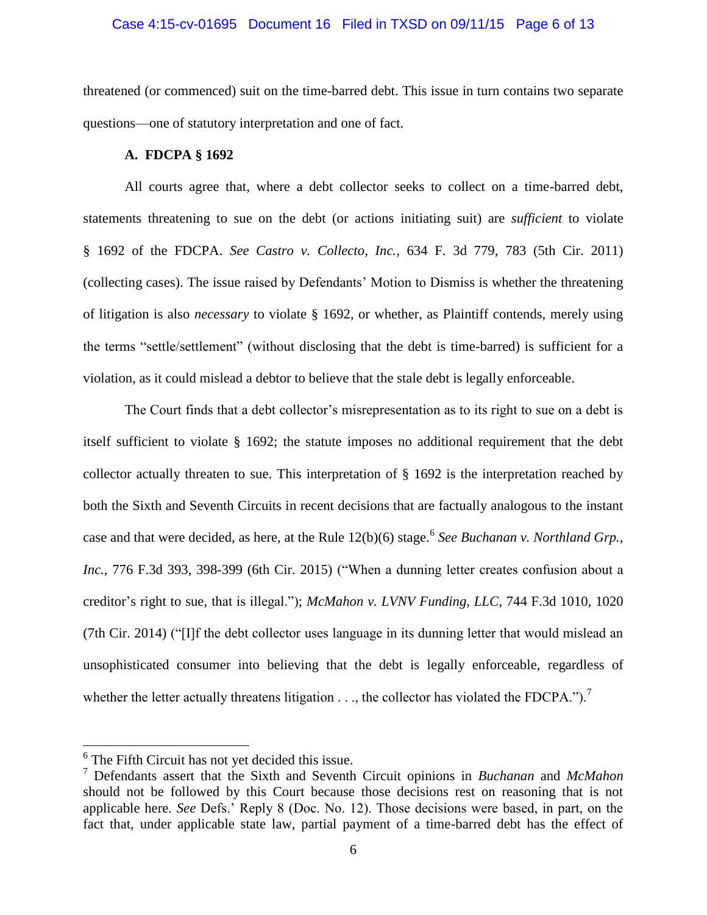threatened (or commenced) suit on the time-barred debt. This issue in turn contains two separate questions—one of statutory interpretation and one of fact.

### A. FDCPA § 1692

All courts agree that, where a debt collector seeks to collect on a time-barred debt, statements threatening to sue on the debt (or actions initiating suit) are *sufficient* to violate § 1692 of the FDCPA. *See Castro v. Collecto, Inc.*, 634 F. 3d 779, 783 (5th Cir. 2011) (collecting cases). The issue raised by Defendants' Motion to Dismiss is whether the threatening of litigation is also *necessary* to violate § 1692, or whether, as Plaintiff contends, merely using the terms "settle/settlement" (without disclosing that the debt is time-barred) is sufficient for a violation, as it could mislead a debtor to believe that the stale debt is legally enforceable.

The Court finds that a debt collector's misrepresentation as to its right to sue on a debt is itself sufficient to violate § 1692; the statute imposes no additional requirement that the debt collector actually threaten to sue. This interpretation of § 1692 is the interpretation reached by both the Sixth and Seventh Circuits in recent decisions that are factually analogous to the instant case and that were decided, as here, at the Rule 12(b)(6) stage.[6] *See Buchanan v. Northland Grp., Inc.*, 776 F.3d 393, 398-399 (6th Cir. 2015) ("When a dunning letter creates confusion about a creditor's right to sue, that is illegal."); *McMahon v. LVNV Funding, LLC*, 744 F.3d 1010, 1020 (7th Cir. 2014) ("[I]f the debt collector uses language in its dunning letter that would mislead an unsophisticated consumer into believing that the debt is legally enforceable, regardless of whether the letter actually threatens litigation . . ., the collector has violated the FDCPA.").[7]

---

[6] The Fifth Circuit has not yet decided this issue.

[7] Defendants assert that the Sixth and Seventh Circuit opinions in *Buchanan* and *McMahon* should not be followed by this Court because those decisions rest on reasoning that is not applicable here. *See* Defs.' Reply 8 (Doc. No. 12). Those decisions were based, in part, on the fact that, under applicable state law, partial payment of a time-barred debt has the effect of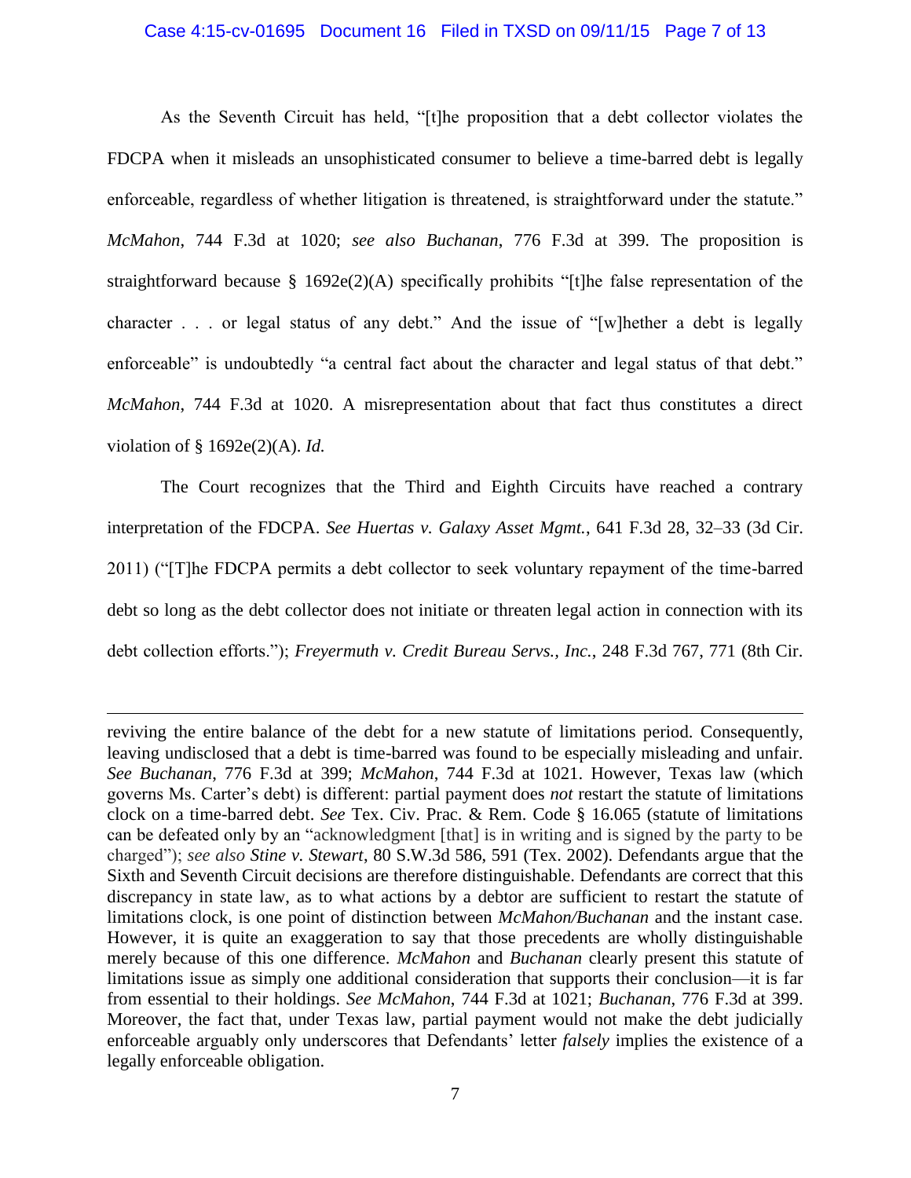As the Seventh Circuit has held, "[t]he proposition that a debt collector violates the FDCPA when it misleads an unsophisticated consumer to believe a time-barred debt is legally enforceable, regardless of whether litigation is threatened, is straightforward under the statute." *McMahon*, 744 F.3d at 1020; *see also Buchanan*, 776 F.3d at 399. The proposition is straightforward because § 1692e(2)(A) specifically prohibits "[t]he false representation of the character . . . or legal status of any debt." And the issue of "[w]hether a debt is legally enforceable" is undoubtedly "a central fact about the character and legal status of that debt." *McMahon*, 744 F.3d at 1020. A misrepresentation about that fact thus constitutes a direct violation of § 1692e(2)(A). *Id.*

The Court recognizes that the Third and Eighth Circuits have reached a contrary interpretation of the FDCPA. *See Huertas v. Galaxy Asset Mgmt.*, 641 F.3d 28, 32–33 (3d Cir. 2011) ("[T]he FDCPA permits a debt collector to seek voluntary repayment of the time-barred debt so long as the debt collector does not initiate or threaten legal action in connection with its debt collection efforts."); *Freyermuth v. Credit Bureau Servs., Inc.*, 248 F.3d 767, 771 (8th Cir.

---

reviving the entire balance of the debt for a new statute of limitations period. Consequently, leaving undisclosed that a debt is time-barred was found to be especially misleading and unfair. *See Buchanan*, 776 F.3d at 399; *McMahon*, 744 F.3d at 1021. However, Texas law (which governs Ms. Carter's debt) is different: partial payment does *not* restart the statute of limitations clock on a time-barred debt. *See* Tex. Civ. Prac. & Rem. Code § 16.065 (statute of limitations can be defeated only by an "acknowledgment [that] is in writing and is signed by the party to be charged"); *see also Stine v. Stewart*, 80 S.W.3d 586, 591 (Tex. 2002). Defendants argue that the Sixth and Seventh Circuit decisions are therefore distinguishable. Defendants are correct that this discrepancy in state law, as to what actions by a debtor are sufficient to restart the statute of limitations clock, is one point of distinction between *McMahon/Buchanan* and the instant case. However, it is quite an exaggeration to say that those precedents are wholly distinguishable merely because of this one difference. *McMahon* and *Buchanan* clearly present this statute of limitations issue as simply one additional consideration that supports their conclusion—it is far from essential to their holdings. *See McMahon*, 744 F.3d at 1021; *Buchanan*, 776 F.3d at 399. Moreover, the fact that, under Texas law, partial payment would not make the debt judicially enforceable arguably only underscores that Defendants' letter *falsely* implies the existence of a legally enforceable obligation.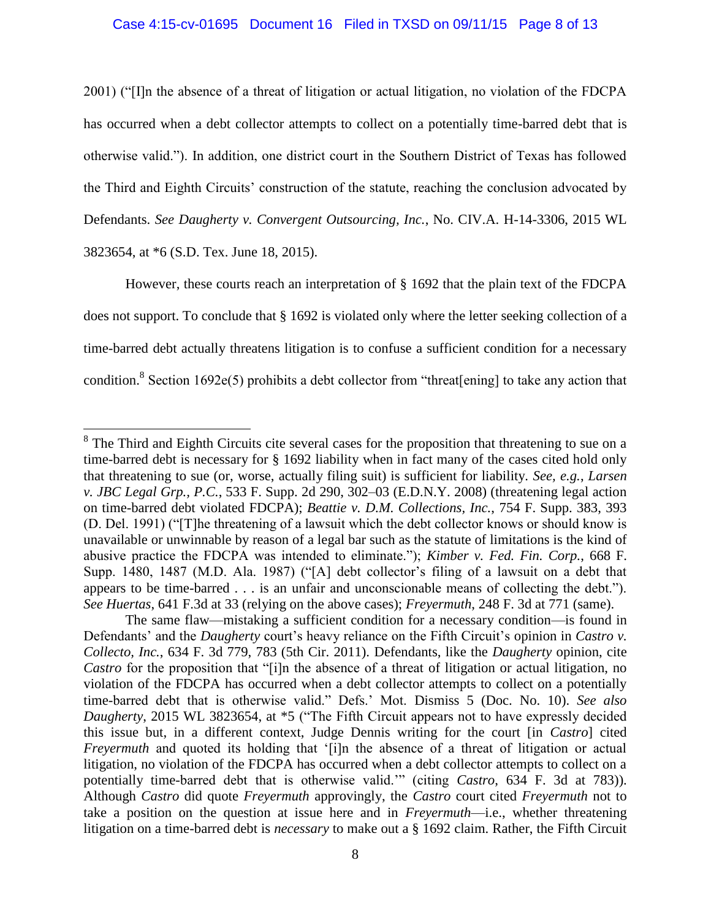2001) ("[I]n the absence of a threat of litigation or actual litigation, no violation of the FDCPA has occurred when a debt collector attempts to collect on a potentially time-barred debt that is otherwise valid."). In addition, one district court in the Southern District of Texas has followed the Third and Eighth Circuits' construction of the statute, reaching the conclusion advocated by Defendants. *See Daugherty v. Convergent Outsourcing, Inc.*, No. CIV.A. H-14-3306, 2015 WL 3823654, at *6 (S.D. Tex. June 18, 2015).

However, these courts reach an interpretation of § 1692 that the plain text of the FDCPA does not support. To conclude that § 1692 is violated only where the letter seeking collection of a time-barred debt actually threatens litigation is to confuse a sufficient condition for a necessary condition.[8] Section 1692e(5) prohibits a debt collector from "threat[ening] to take any action that

---

[8] The Third and Eighth Circuits cite several cases for the proposition that threatening to sue on a time-barred debt is necessary for § 1692 liability when in fact many of the cases cited hold only that threatening to sue (or, worse, actually filing suit) is sufficient for liability. *See, e.g.*, *Larsen v. JBC Legal Grp., P.C.*, 533 F. Supp. 2d 290, 302–03 (E.D.N.Y. 2008) (threatening legal action on time-barred debt violated FDCPA); *Beattie v. D.M. Collections, Inc.*, 754 F. Supp. 383, 393 (D. Del. 1991) ("[T]he threatening of a lawsuit which the debt collector knows or should know is unavailable or unwinnable by reason of a legal bar such as the statute of limitations is the kind of abusive practice the FDCPA was intended to eliminate."); *Kimber v. Fed. Fin. Corp.*, 668 F. Supp. 1480, 1487 (M.D. Ala. 1987) ("[A] debt collector's filing of a lawsuit on a debt that appears to be time-barred . . . is an unfair and unconscionable means of collecting the debt."). *See Huertas*, 641 F.3d at 33 (relying on the above cases); *Freyermuth*, 248 F. 3d at 771 (same).

The same flaw—mistaking a sufficient condition for a necessary condition—is found in Defendants' and the *Daugherty* court's heavy reliance on the Fifth Circuit's opinion in *Castro v. Collecto, Inc.*, 634 F. 3d 779, 783 (5th Cir. 2011). Defendants, like the *Daugherty* opinion, cite *Castro* for the proposition that "[i]n the absence of a threat of litigation or actual litigation, no violation of the FDCPA has occurred when a debt collector attempts to collect on a potentially time-barred debt that is otherwise valid." Defs.' Mot. Dismiss 5 (Doc. No. 10). *See also Daugherty*, 2015 WL 3823654, at *5 ("The Fifth Circuit appears not to have expressly decided this issue but, in a different context, Judge Dennis writing for the court [in *Castro*] cited *Freyermuth* and quoted its holding that '[i]n the absence of a threat of litigation or actual litigation, no violation of the FDCPA has occurred when a debt collector attempts to collect on a potentially time-barred debt that is otherwise valid.'" (citing *Castro*, 634 F. 3d at 783)). Although *Castro* did quote *Freyermuth* approvingly, the *Castro* court cited *Freyermuth* not to take a position on the question at issue here and in *Freyermuth*—i.e., whether threatening litigation on a time-barred debt is *necessary* to make out a § 1692 claim. Rather, the Fifth Circuit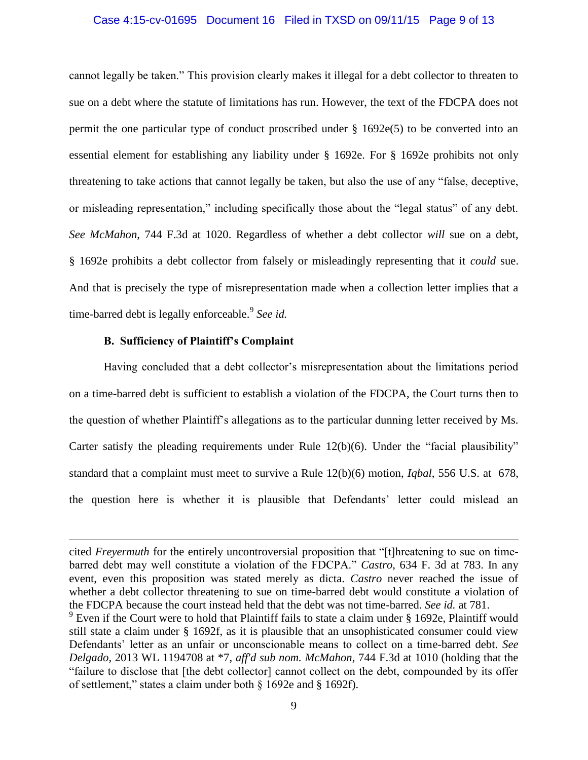cannot legally be taken." This provision clearly makes it illegal for a debt collector to threaten to sue on a debt where the statute of limitations has run. However, the text of the FDCPA does not permit the one particular type of conduct proscribed under § 1692e(5) to be converted into an essential element for establishing any liability under § 1692e. For § 1692e prohibits not only threatening to take actions that cannot legally be taken, but also the use of any "false, deceptive, or misleading representation," including specifically those about the "legal status" of any debt. *See McMahon*, 744 F.3d at 1020. Regardless of whether a debt collector *will* sue on a debt, § 1692e prohibits a debt collector from falsely or misleadingly representing that it *could* sue. And that is precisely the type of misrepresentation made when a collection letter implies that a time-barred debt is legally enforceable.[9] *See id.*

**B. Sufficiency of Plaintiff's Complaint**

Having concluded that a debt collector's misrepresentation about the limitations period on a time-barred debt is sufficient to establish a violation of the FDCPA, the Court turns then to the question of whether Plaintiff's allegations as to the particular dunning letter received by Ms. Carter satisfy the pleading requirements under Rule 12(b)(6). Under the "facial plausibility" standard that a complaint must meet to survive a Rule 12(b)(6) motion, *Iqbal*, 556 U.S. at 678, the question here is whether it is plausible that Defendants' letter could mislead an

---

cited *Freyermuth* for the entirely uncontroversial proposition that "[t]hreatening to sue on time-barred debt may well constitute a violation of the FDCPA." *Castro*, 634 F. 3d at 783. In any event, even this proposition was stated merely as dicta. *Castro* never reached the issue of whether a debt collector threatening to sue on time-barred debt would constitute a violation of the FDCPA because the court instead held that the debt was not time-barred. *See id.* at 781.

[9] Even if the Court were to hold that Plaintiff fails to state a claim under § 1692e, Plaintiff would still state a claim under § 1692f, as it is plausible that an unsophisticated consumer could view Defendants' letter as an unfair or unconscionable means to collect on a time-barred debt. *See Delgado*, 2013 WL 1194708 at *7, *aff'd sub nom. McMahon*, 744 F.3d at 1010 (holding that the "failure to disclose that [the debt collector] cannot collect on the debt, compounded by its offer of settlement," states a claim under both § 1692e and § 1692f).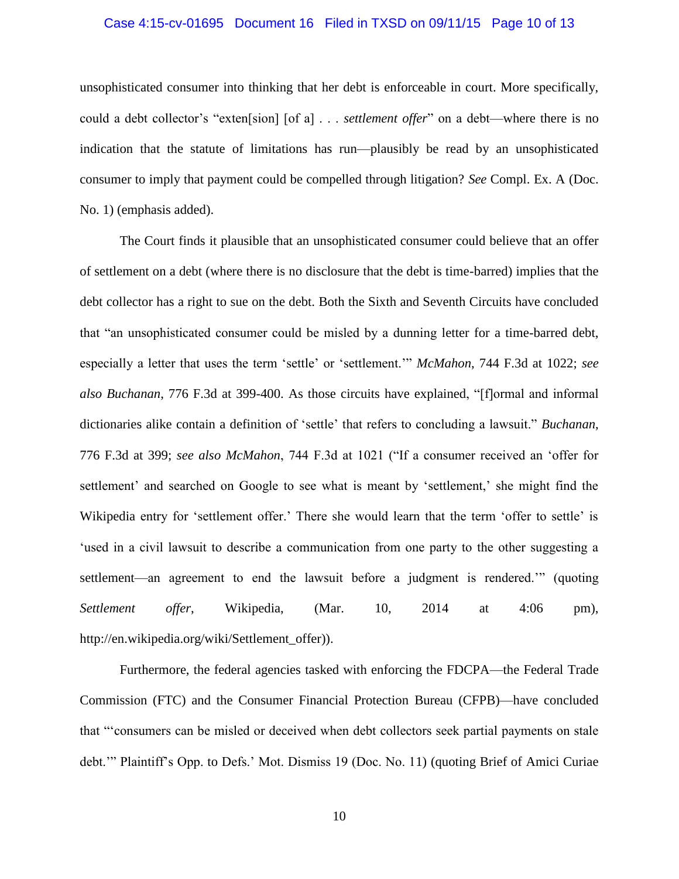unsophisticated consumer into thinking that her debt is enforceable in court. More specifically, could a debt collector's "exten[sion] [of a] . . . *settlement offer*" on a debt—where there is no indication that the statute of limitations has run—plausibly be read by an unsophisticated consumer to imply that payment could be compelled through litigation? *See* Compl. Ex. A (Doc. No. 1) (emphasis added).

The Court finds it plausible that an unsophisticated consumer could believe that an offer of settlement on a debt (where there is no disclosure that the debt is time-barred) implies that the debt collector has a right to sue on the debt. Both the Sixth and Seventh Circuits have concluded that "an unsophisticated consumer could be misled by a dunning letter for a time-barred debt, especially a letter that uses the term 'settle' or 'settlement.'" *McMahon*, 744 F.3d at 1022; *see also Buchanan*, 776 F.3d at 399-400. As those circuits have explained, "[f]ormal and informal dictionaries alike contain a definition of 'settle' that refers to concluding a lawsuit." *Buchanan*, 776 F.3d at 399; *see also McMahon*, 744 F.3d at 1021 ("If a consumer received an 'offer for settlement' and searched on Google to see what is meant by 'settlement,' she might find the Wikipedia entry for 'settlement offer.' There she would learn that the term 'offer to settle' is 'used in a civil lawsuit to describe a communication from one party to the other suggesting a settlement—an agreement to end the lawsuit before a judgment is rendered.'" (quoting *Settlement offer*, Wikipedia, (Mar. 10, 2014 at 4:06 pm), http://en.wikipedia.org/wiki/Settlement_offer)).

Furthermore, the federal agencies tasked with enforcing the FDCPA—the Federal Trade Commission (FTC) and the Consumer Financial Protection Bureau (CFPB)—have concluded that "'consumers can be misled or deceived when debt collectors seek partial payments on stale debt.'" Plaintiff's Opp. to Defs.' Mot. Dismiss 19 (Doc. No. 11) (quoting Brief of Amici Curiae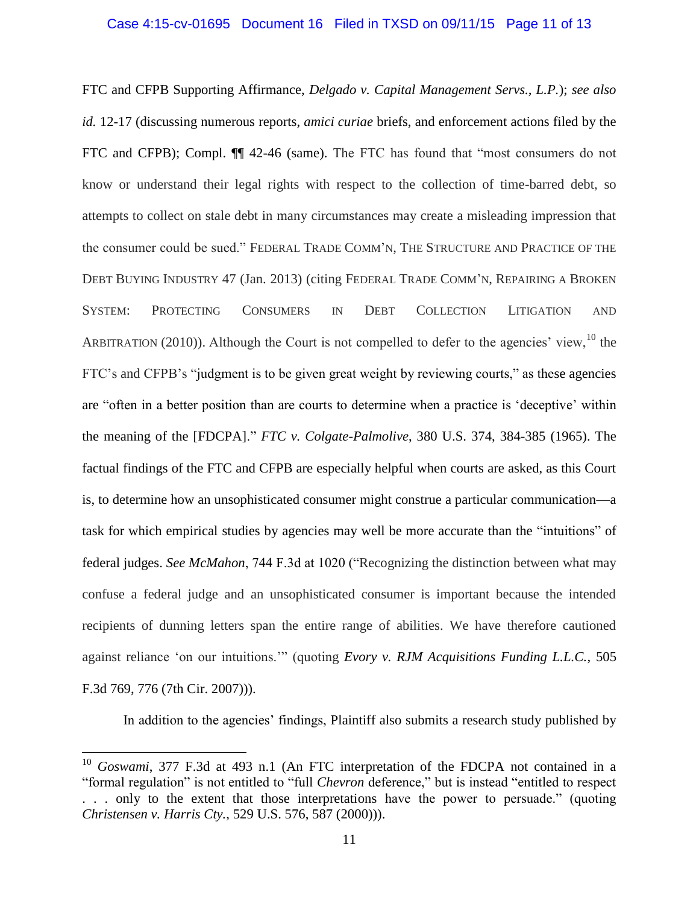FTC and CFPB Supporting Affirmance, *Delgado v. Capital Management Servs., L.P.*); *see also id.* 12-17 (discussing numerous reports, *amici curiae* briefs, and enforcement actions filed by the FTC and CFPB); Compl. ¶¶ 42-46 (same). The FTC has found that "most consumers do not know or understand their legal rights with respect to the collection of time-barred debt, so attempts to collect on stale debt in many circumstances may create a misleading impression that the consumer could be sued." FEDERAL TRADE COMM'N, THE STRUCTURE AND PRACTICE OF THE DEBT BUYING INDUSTRY 47 (Jan. 2013) (citing FEDERAL TRADE COMM'N, REPAIRING A BROKEN SYSTEM: PROTECTING CONSUMERS IN DEBT COLLECTION LITIGATION AND ARBITRATION (2010)). Although the Court is not compelled to defer to the agencies' view,[10] the FTC's and CFPB's "judgment is to be given great weight by reviewing courts," as these agencies are "often in a better position than are courts to determine when a practice is 'deceptive' within the meaning of the [FDCPA]." *FTC v. Colgate-Palmolive*, 380 U.S. 374, 384-385 (1965). The factual findings of the FTC and CFPB are especially helpful when courts are asked, as this Court is, to determine how an unsophisticated consumer might construe a particular communication—a task for which empirical studies by agencies may well be more accurate than the "intuitions" of federal judges. *See McMahon*, 744 F.3d at 1020 ("Recognizing the distinction between what may confuse a federal judge and an unsophisticated consumer is important because the intended recipients of dunning letters span the entire range of abilities. We have therefore cautioned against reliance 'on our intuitions.'" (quoting *Evory v. RJM Acquisitions Funding L.L.C.*, 505 F.3d 769, 776 (7th Cir. 2007))).

In addition to the agencies' findings, Plaintiff also submits a research study published by

---

[10] *Goswami*, 377 F.3d at 493 n.1 (An FTC interpretation of the FDCPA not contained in a "formal regulation" is not entitled to "full *Chevron* deference," but is instead "entitled to respect . . . only to the extent that those interpretations have the power to persuade." (quoting *Christensen v. Harris Cty.*, 529 U.S. 576, 587 (2000))).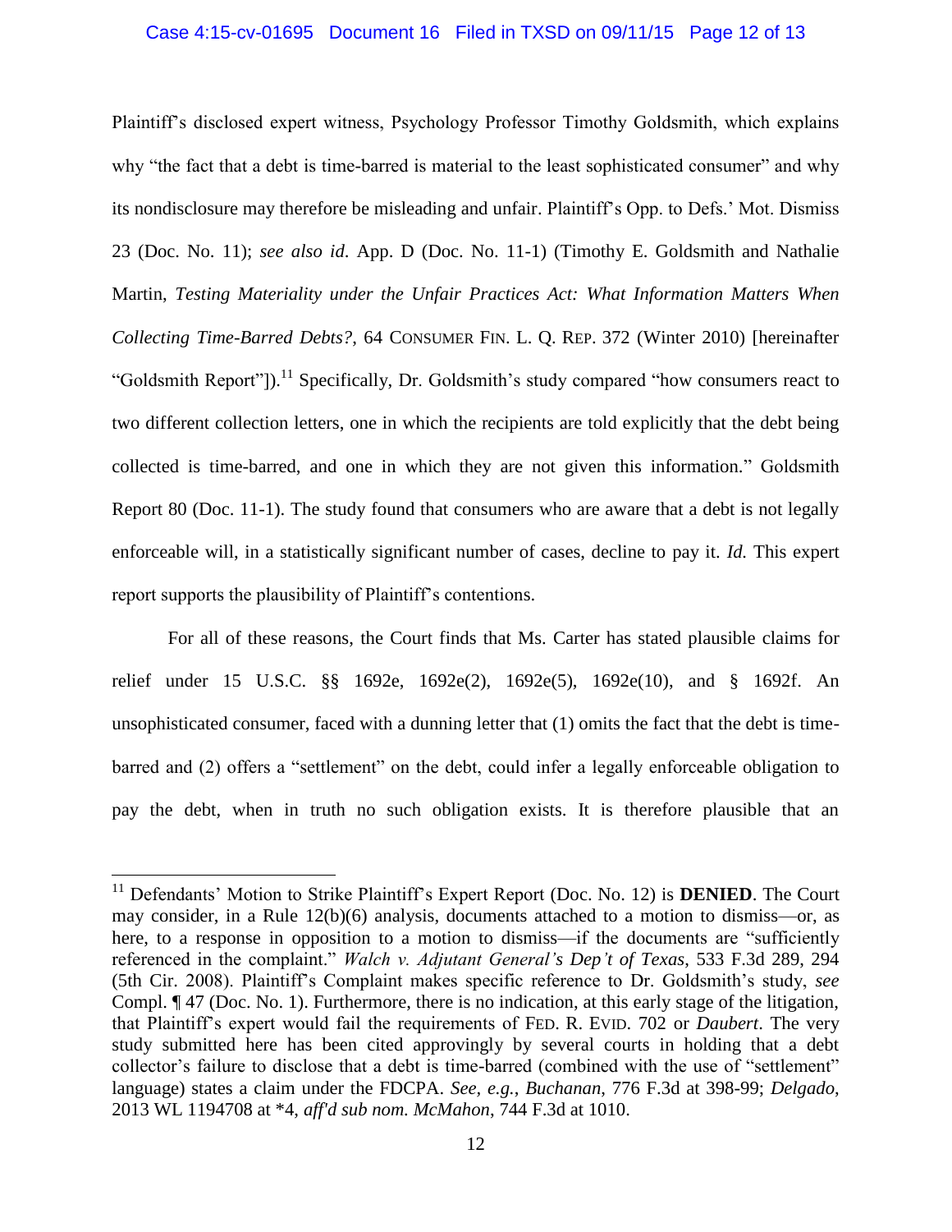Plaintiff's disclosed expert witness, Psychology Professor Timothy Goldsmith, which explains why "the fact that a debt is time-barred is material to the least sophisticated consumer" and why its nondisclosure may therefore be misleading and unfair. Plaintiff's Opp. to Defs.' Mot. Dismiss 23 (Doc. No. 11); *see also id*. App. D (Doc. No. 11-1) (Timothy E. Goldsmith and Nathalie Martin, *Testing Materiality under the Unfair Practices Act: What Information Matters When Collecting Time-Barred Debts?*, 64 CONSUMER FIN. L. Q. REP. 372 (Winter 2010) [hereinafter "Goldsmith Report"]).[11] Specifically, Dr. Goldsmith's study compared "how consumers react to two different collection letters, one in which the recipients are told explicitly that the debt being collected is time-barred, and one in which they are not given this information." Goldsmith Report 80 (Doc. 11-1). The study found that consumers who are aware that a debt is not legally enforceable will, in a statistically significant number of cases, decline to pay it. *Id.* This expert report supports the plausibility of Plaintiff's contentions.

For all of these reasons, the Court finds that Ms. Carter has stated plausible claims for relief under 15 U.S.C. §§ 1692e, 1692e(2), 1692e(5), 1692e(10), and § 1692f. An unsophisticated consumer, faced with a dunning letter that (1) omits the fact that the debt is time-barred and (2) offers a "settlement" on the debt, could infer a legally enforceable obligation to pay the debt, when in truth no such obligation exists. It is therefore plausible that an

---

[11] Defendants' Motion to Strike Plaintiff's Expert Report (Doc. No. 12) is **DENIED**. The Court may consider, in a Rule 12(b)(6) analysis, documents attached to a motion to dismiss—or, as here, to a response in opposition to a motion to dismiss—if the documents are "sufficiently referenced in the complaint." *Walch v. Adjutant General's Dep't of Texas*, 533 F.3d 289, 294 (5th Cir. 2008). Plaintiff's Complaint makes specific reference to Dr. Goldsmith's study, *see* Compl. ¶ 47 (Doc. No. 1). Furthermore, there is no indication, at this early stage of the litigation, that Plaintiff's expert would fail the requirements of FED. R. EVID. 702 or *Daubert*. The very study submitted here has been cited approvingly by several courts in holding that a debt collector's failure to disclose that a debt is time-barred (combined with the use of "settlement" language) states a claim under the FDCPA. *See, e.g.*, *Buchanan*, 776 F.3d at 398-99; *Delgado*, 2013 WL 1194708 at *4, *aff'd sub nom. McMahon*, 744 F.3d at 1010.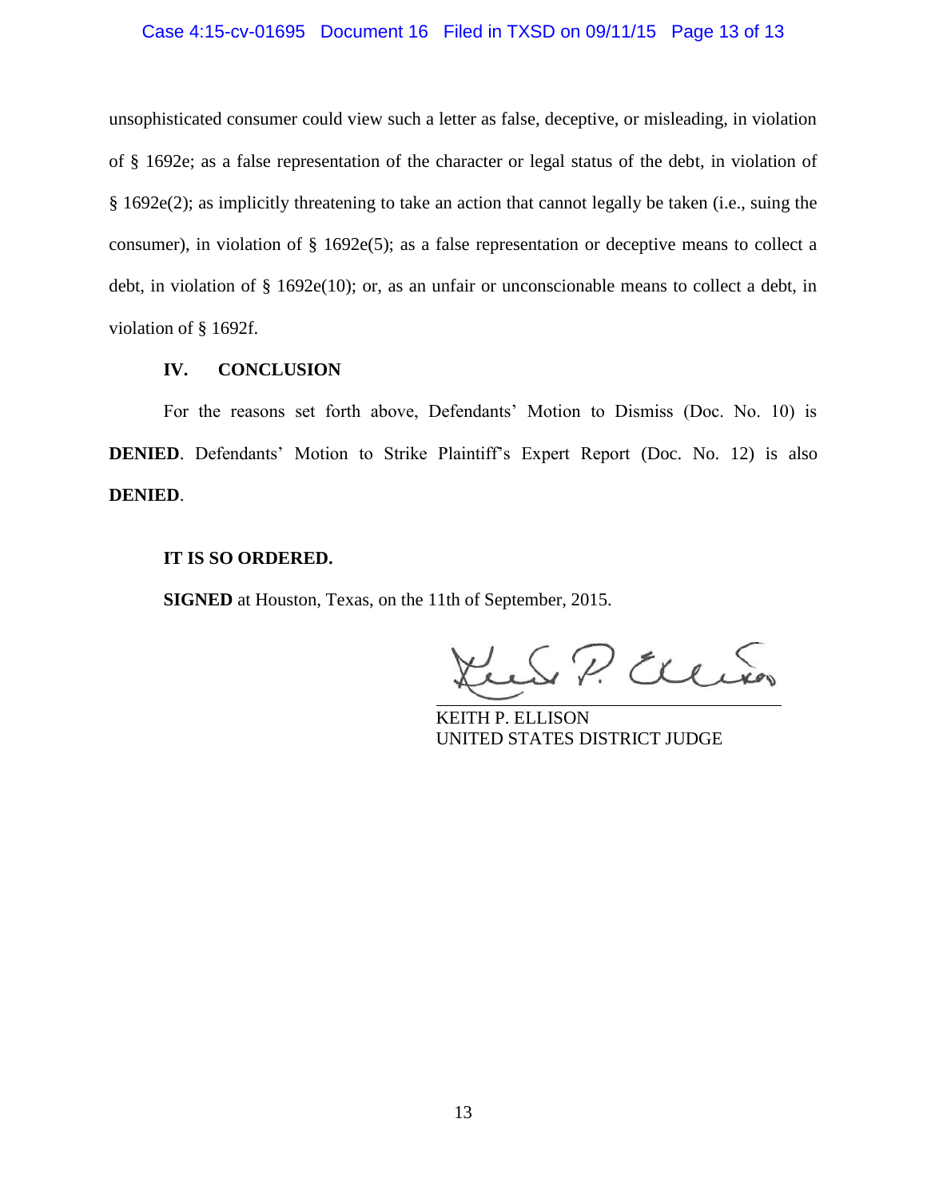unsophisticated consumer could view such a letter as false, deceptive, or misleading, in violation of § 1692e; as a false representation of the character or legal status of the debt, in violation of § 1692e(2); as implicitly threatening to take an action that cannot legally be taken (i.e., suing the consumer), in violation of § 1692e(5); as a false representation or deceptive means to collect a debt, in violation of § 1692e(10); or, as an unfair or unconscionable means to collect a debt, in violation of § 1692f.

## IV. CONCLUSION

For the reasons set forth above, Defendants' Motion to Dismiss (Doc. No. 10) is **DENIED**. Defendants' Motion to Strike Plaintiff's Expert Report (Doc. No. 12) is also **DENIED**.

**IT IS SO ORDERED.**

**SIGNED** at Houston, Texas, on the 11th of September, 2015.

KEITH P. ELLISON
UNITED STATES DISTRICT JUDGE